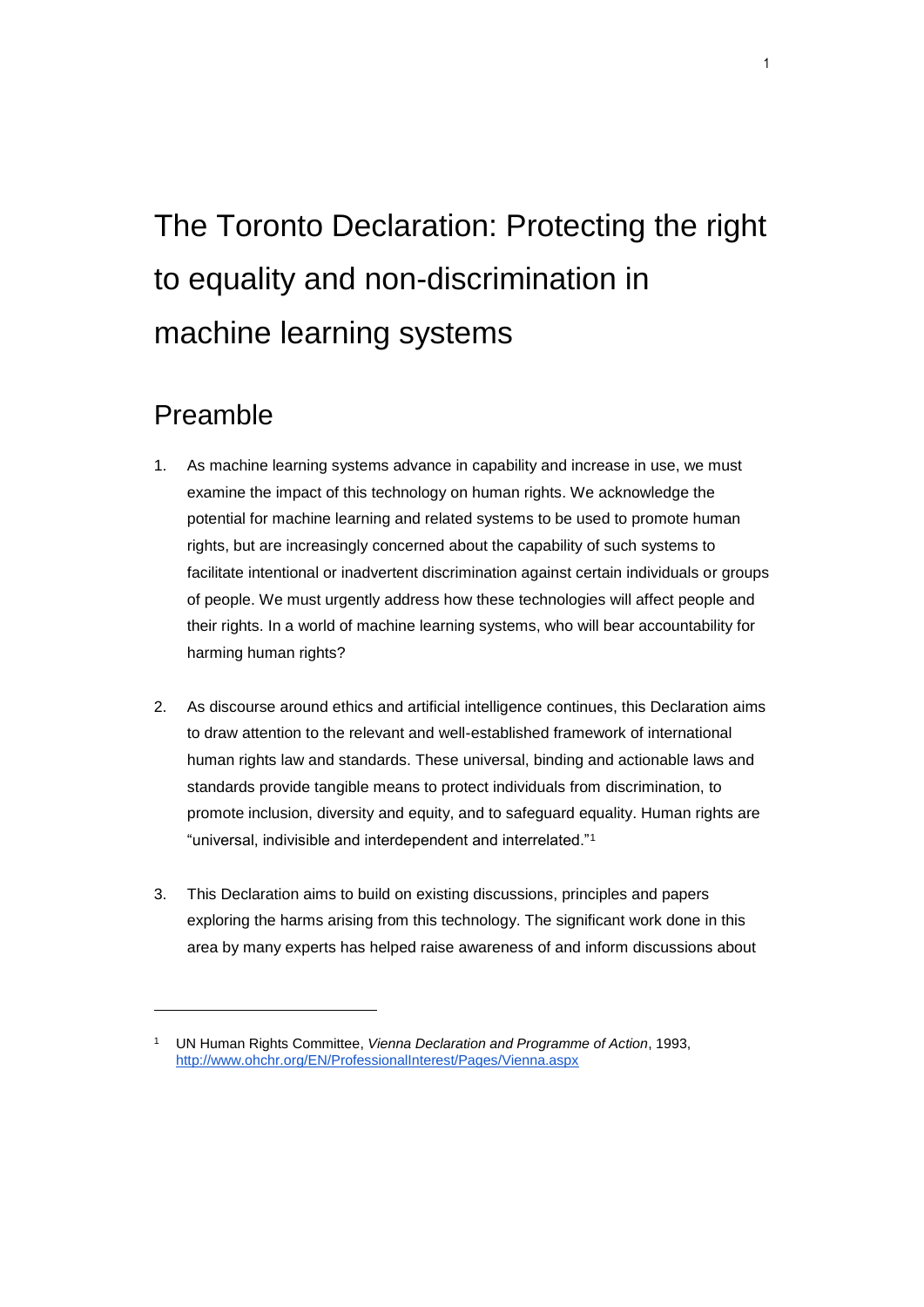# The Toronto Declaration: Protecting the right to equality and non-discrimination in machine learning systems

## Preamble

1. As machine learning systems advance in capability and increase in use, we must examine the impact of this technology on human rights. We acknowledge the potential for machine learning and related systems to be used to promote human rights, but are increasingly concerned about the capability of such systems to facilitate intentional or inadvertent discrimination against certain individuals or groups of people. We must urgently address how these technologies will affect people and their rights. In a world of machine learning systems, who will bear accountability for harming human rights?

2. As discourse around ethics and artificial intelligence continues, this Declaration aims to draw attention to the relevant and well-established framework of international human rights law and standards. These universal, binding and actionable laws and standards provide tangible means to protect individuals from discrimination, to promote inclusion, diversity and equity, and to safeguard equality. Human rights are "universal, indivisible and interdependent and interrelated."[1]

3. This Declaration aims to build on existing discussions, principles and papers exploring the harms arising from this technology. The significant work done in this area by many experts has helped raise awareness of and inform discussions about

---

[1] UN Human Rights Committee, *Vienna Declaration and Programme of Action*, 1993, http://www.ohchr.org/EN/ProfessionalInterest/Pages/Vienna.aspx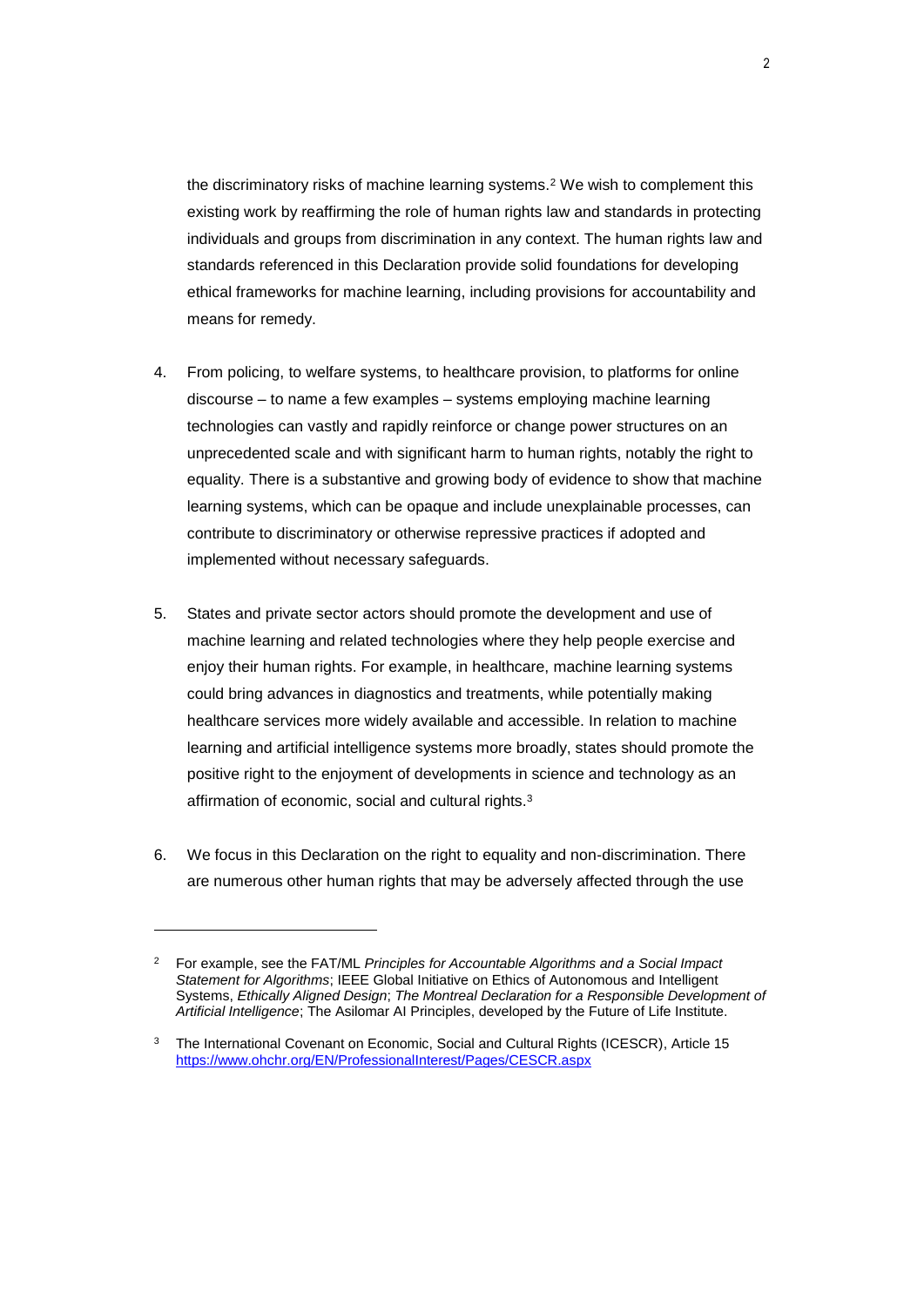the discriminatory risks of machine learning systems.[2] We wish to complement this existing work by reaffirming the role of human rights law and standards in protecting individuals and groups from discrimination in any context. The human rights law and standards referenced in this Declaration provide solid foundations for developing ethical frameworks for machine learning, including provisions for accountability and means for remedy.

4. From policing, to welfare systems, to healthcare provision, to platforms for online discourse – to name a few examples – systems employing machine learning technologies can vastly and rapidly reinforce or change power structures on an unprecedented scale and with significant harm to human rights, notably the right to equality. There is a substantive and growing body of evidence to show that machine learning systems, which can be opaque and include unexplainable processes, can contribute to discriminatory or otherwise repressive practices if adopted and implemented without necessary safeguards.

5. States and private sector actors should promote the development and use of machine learning and related technologies where they help people exercise and enjoy their human rights. For example, in healthcare, machine learning systems could bring advances in diagnostics and treatments, while potentially making healthcare services more widely available and accessible. In relation to machine learning and artificial intelligence systems more broadly, states should promote the positive right to the enjoyment of developments in science and technology as an affirmation of economic, social and cultural rights.[3]

6. We focus in this Declaration on the right to equality and non-discrimination. There are numerous other human rights that may be adversely affected through the use

---

[2] For example, see the FAT/ML *Principles for Accountable Algorithms and a Social Impact Statement for Algorithms*; IEEE Global Initiative on Ethics of Autonomous and Intelligent Systems, *Ethically Aligned Design*; *The Montreal Declaration for a Responsible Development of Artificial Intelligence*; The Asilomar AI Principles, developed by the Future of Life Institute.

[3] The International Covenant on Economic, Social and Cultural Rights (ICESCR), Article 15 https://www.ohchr.org/EN/ProfessionalInterest/Pages/CESCR.aspx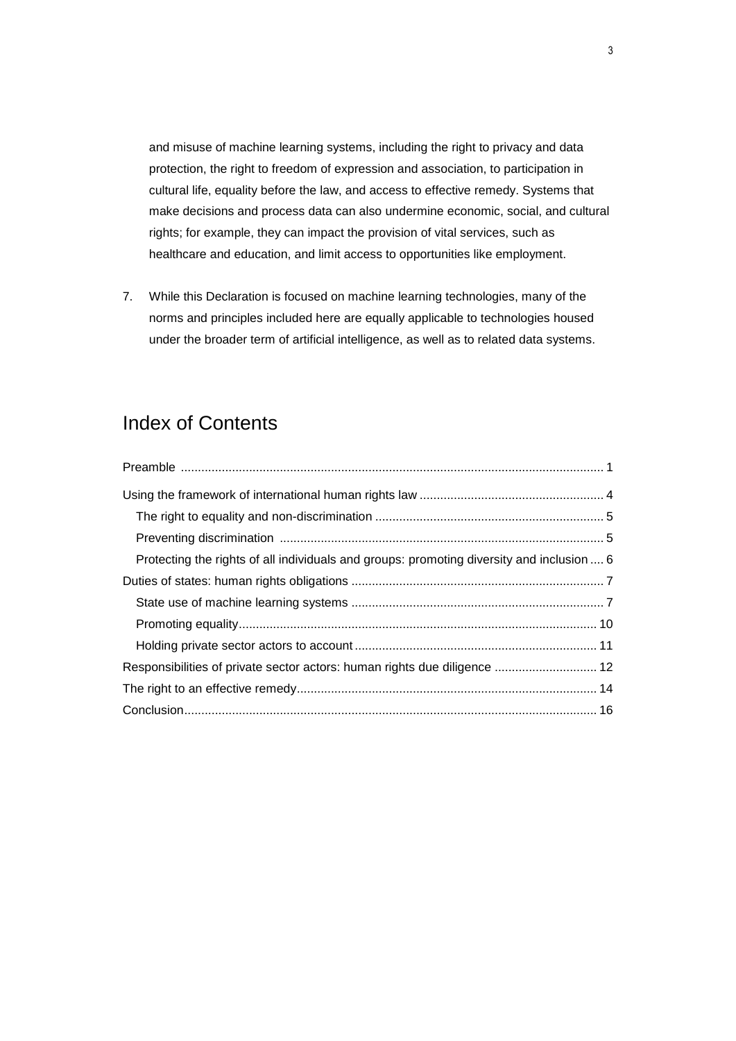and misuse of machine learning systems, including the right to privacy and data protection, the right to freedom of expression and association, to participation in cultural life, equality before the law, and access to effective remedy. Systems that make decisions and process data can also undermine economic, social, and cultural rights; for example, they can impact the provision of vital services, such as healthcare and education, and limit access to opportunities like employment.

7. While this Declaration is focused on machine learning technologies, many of the norms and principles included here are equally applicable to technologies housed under the broader term of artificial intelligence, as well as to related data systems.

## Index of Contents

- Preamble ........ 1
- Using the framework of international human rights law ........ 4
  - The right to equality and non-discrimination ........ 5
  - Preventing discrimination ........ 5
  - Protecting the rights of all individuals and groups: promoting diversity and inclusion ........ 6
- Duties of states: human rights obligations ........ 7
  - State use of machine learning systems ........ 7
  - Promoting equality ........ 10
  - Holding private sector actors to account ........ 11
- Responsibilities of private sector actors: human rights due diligence ........ 12
- The right to an effective remedy ........ 14
- Conclusion ........ 16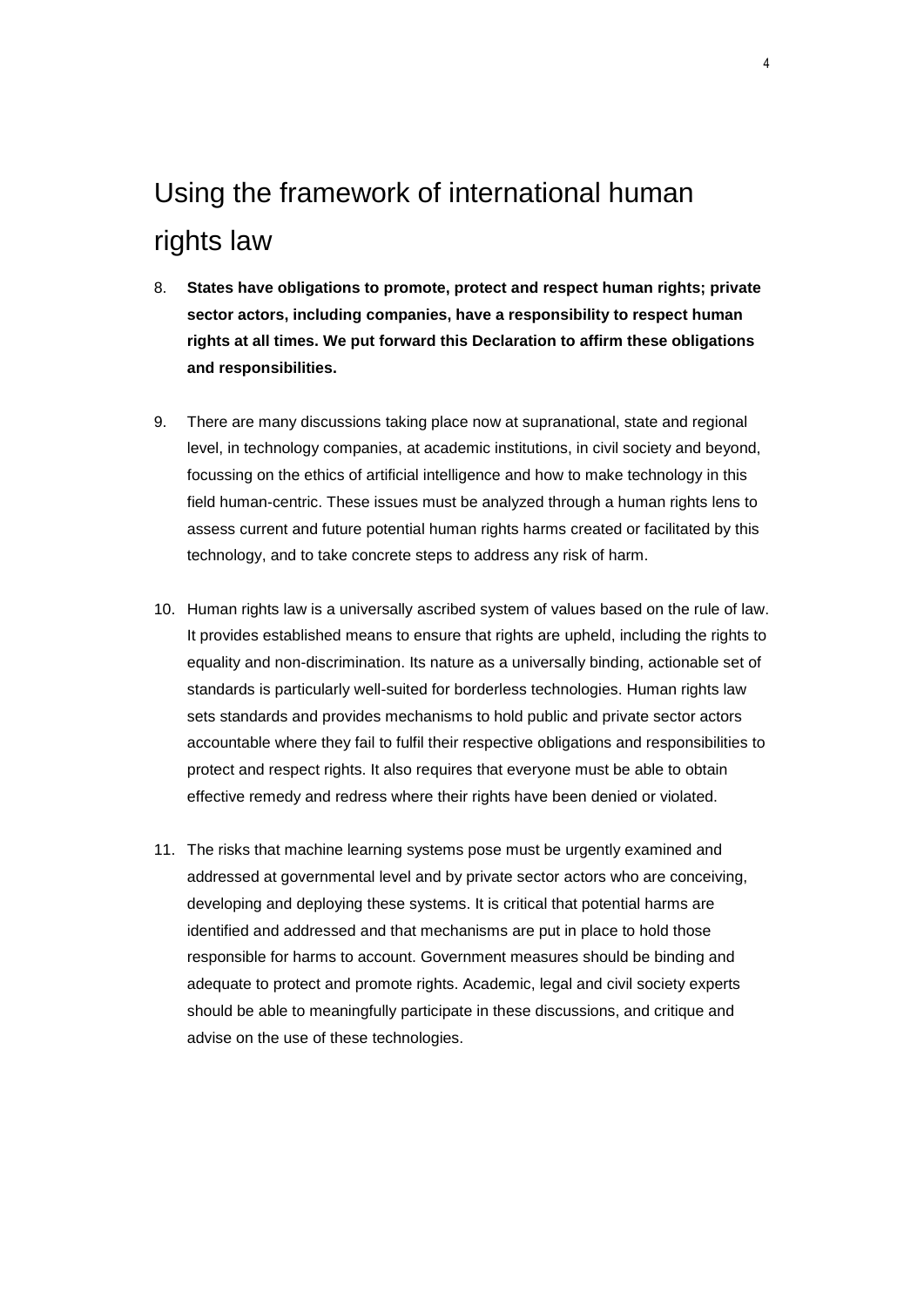## Using the framework of international human rights law

8. **States have obligations to promote, protect and respect human rights; private sector actors, including companies, have a responsibility to respect human rights at all times. We put forward this Declaration to affirm these obligations and responsibilities.**

9. There are many discussions taking place now at supranational, state and regional level, in technology companies, at academic institutions, in civil society and beyond, focussing on the ethics of artificial intelligence and how to make technology in this field human-centric. These issues must be analyzed through a human rights lens to assess current and future potential human rights harms created or facilitated by this technology, and to take concrete steps to address any risk of harm.

10. Human rights law is a universally ascribed system of values based on the rule of law. It provides established means to ensure that rights are upheld, including the rights to equality and non-discrimination. Its nature as a universally binding, actionable set of standards is particularly well-suited for borderless technologies. Human rights law sets standards and provides mechanisms to hold public and private sector actors accountable where they fail to fulfil their respective obligations and responsibilities to protect and respect rights. It also requires that everyone must be able to obtain effective remedy and redress where their rights have been denied or violated.

11. The risks that machine learning systems pose must be urgently examined and addressed at governmental level and by private sector actors who are conceiving, developing and deploying these systems. It is critical that potential harms are identified and addressed and that mechanisms are put in place to hold those responsible for harms to account. Government measures should be binding and adequate to protect and promote rights. Academic, legal and civil society experts should be able to meaningfully participate in these discussions, and critique and advise on the use of these technologies.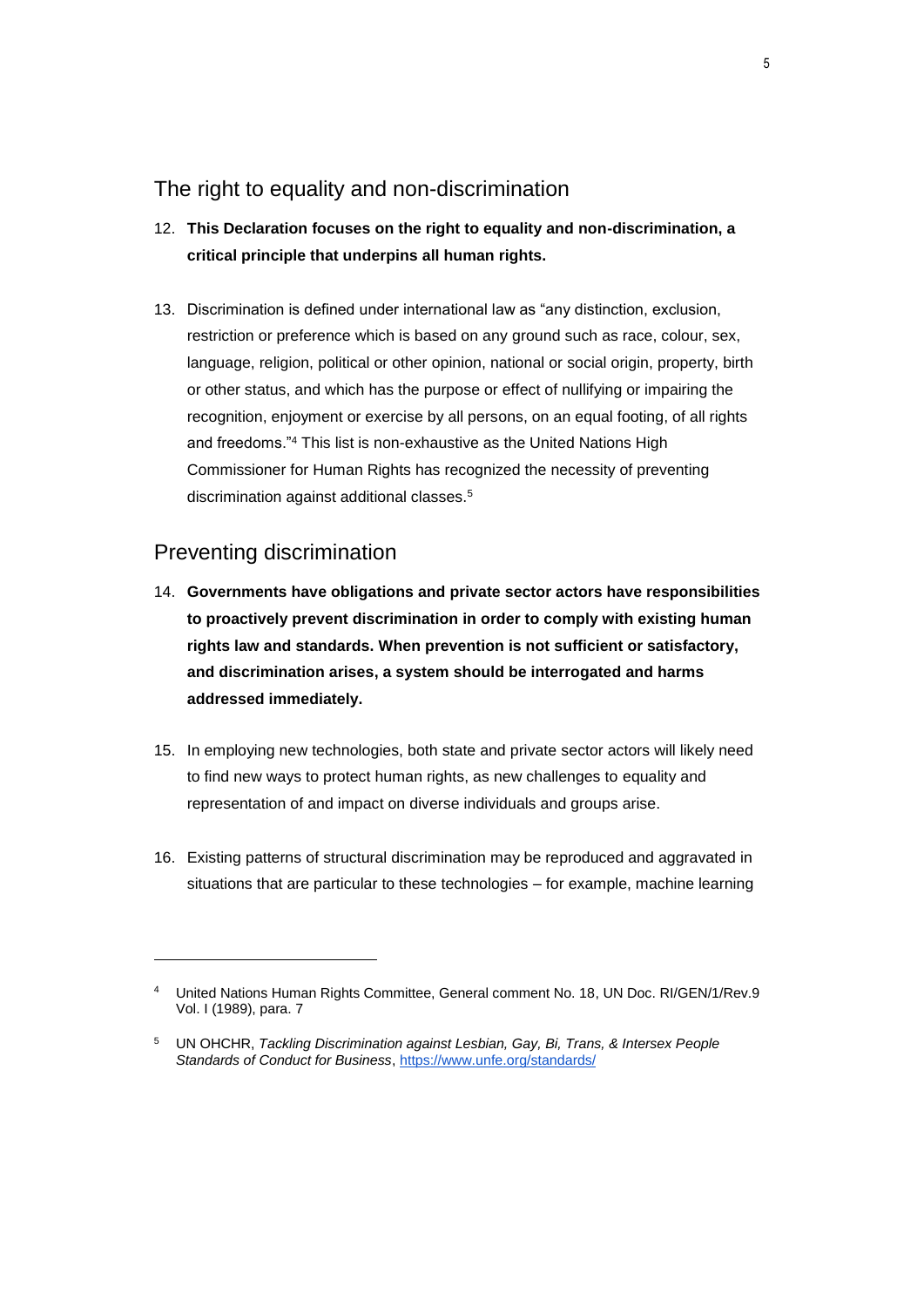## The right to equality and non-discrimination

12. **This Declaration focuses on the right to equality and non-discrimination, a critical principle that underpins all human rights.**

13. Discrimination is defined under international law as "any distinction, exclusion, restriction or preference which is based on any ground such as race, colour, sex, language, religion, political or other opinion, national or social origin, property, birth or other status, and which has the purpose or effect of nullifying or impairing the recognition, enjoyment or exercise by all persons, on an equal footing, of all rights and freedoms."[4] This list is non-exhaustive as the United Nations High Commissioner for Human Rights has recognized the necessity of preventing discrimination against additional classes.[5]

## Preventing discrimination

14. **Governments have obligations and private sector actors have responsibilities to proactively prevent discrimination in order to comply with existing human rights law and standards. When prevention is not sufficient or satisfactory, and discrimination arises, a system should be interrogated and harms addressed immediately.**

15. In employing new technologies, both state and private sector actors will likely need to find new ways to protect human rights, as new challenges to equality and representation of and impact on diverse individuals and groups arise.

16. Existing patterns of structural discrimination may be reproduced and aggravated in situations that are particular to these technologies – for example, machine learning

---

[4] United Nations Human Rights Committee, General comment No. 18, UN Doc. RI/GEN/1/Rev.9 Vol. I (1989), para. 7

[5] UN OHCHR, *Tackling Discrimination against Lesbian, Gay, Bi, Trans, & Intersex People Standards of Conduct for Business*, https://www.unfe.org/standards/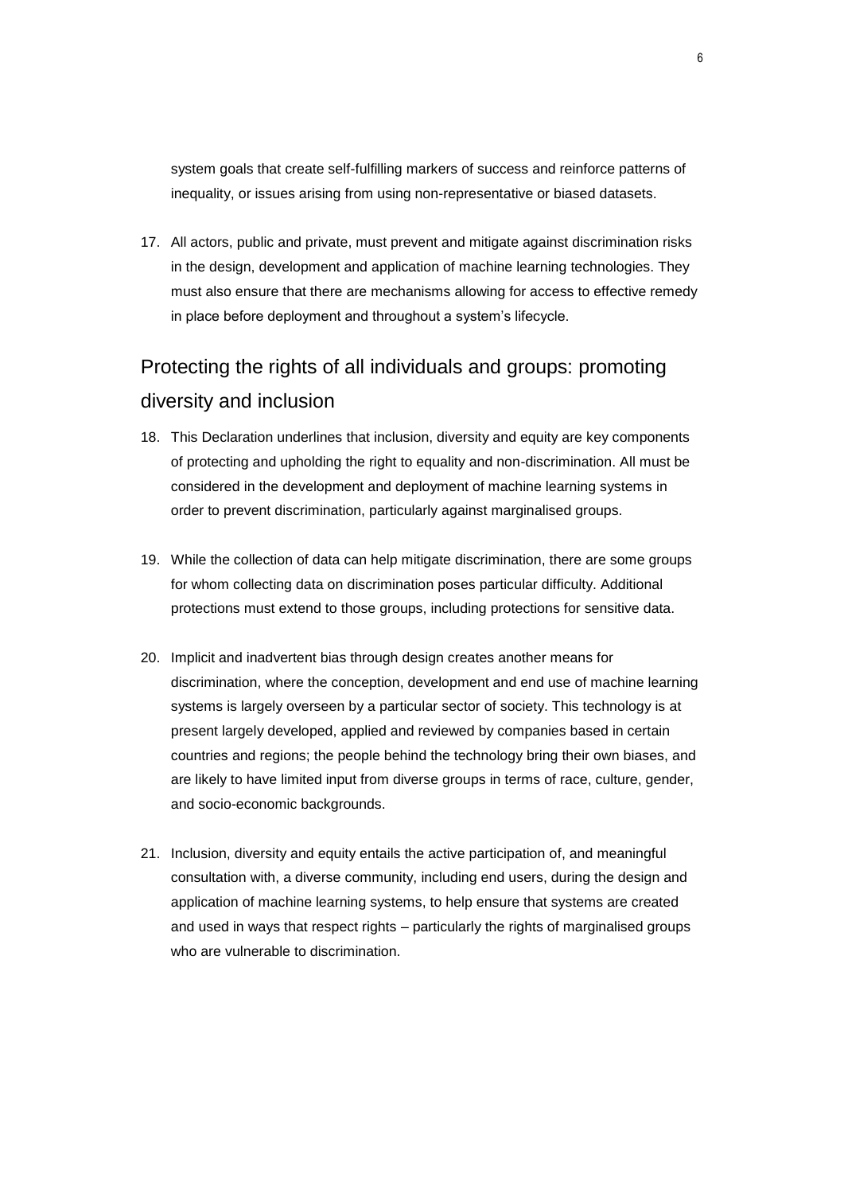system goals that create self-fulfilling markers of success and reinforce patterns of inequality, or issues arising from using non-representative or biased datasets.

17. All actors, public and private, must prevent and mitigate against discrimination risks in the design, development and application of machine learning technologies. They must also ensure that there are mechanisms allowing for access to effective remedy in place before deployment and throughout a system's lifecycle.

## Protecting the rights of all individuals and groups: promoting diversity and inclusion

18. This Declaration underlines that inclusion, diversity and equity are key components of protecting and upholding the right to equality and non-discrimination. All must be considered in the development and deployment of machine learning systems in order to prevent discrimination, particularly against marginalised groups.

19. While the collection of data can help mitigate discrimination, there are some groups for whom collecting data on discrimination poses particular difficulty. Additional protections must extend to those groups, including protections for sensitive data.

20. Implicit and inadvertent bias through design creates another means for discrimination, where the conception, development and end use of machine learning systems is largely overseen by a particular sector of society. This technology is at present largely developed, applied and reviewed by companies based in certain countries and regions; the people behind the technology bring their own biases, and are likely to have limited input from diverse groups in terms of race, culture, gender, and socio-economic backgrounds.

21. Inclusion, diversity and equity entails the active participation of, and meaningful consultation with, a diverse community, including end users, during the design and application of machine learning systems, to help ensure that systems are created and used in ways that respect rights – particularly the rights of marginalised groups who are vulnerable to discrimination.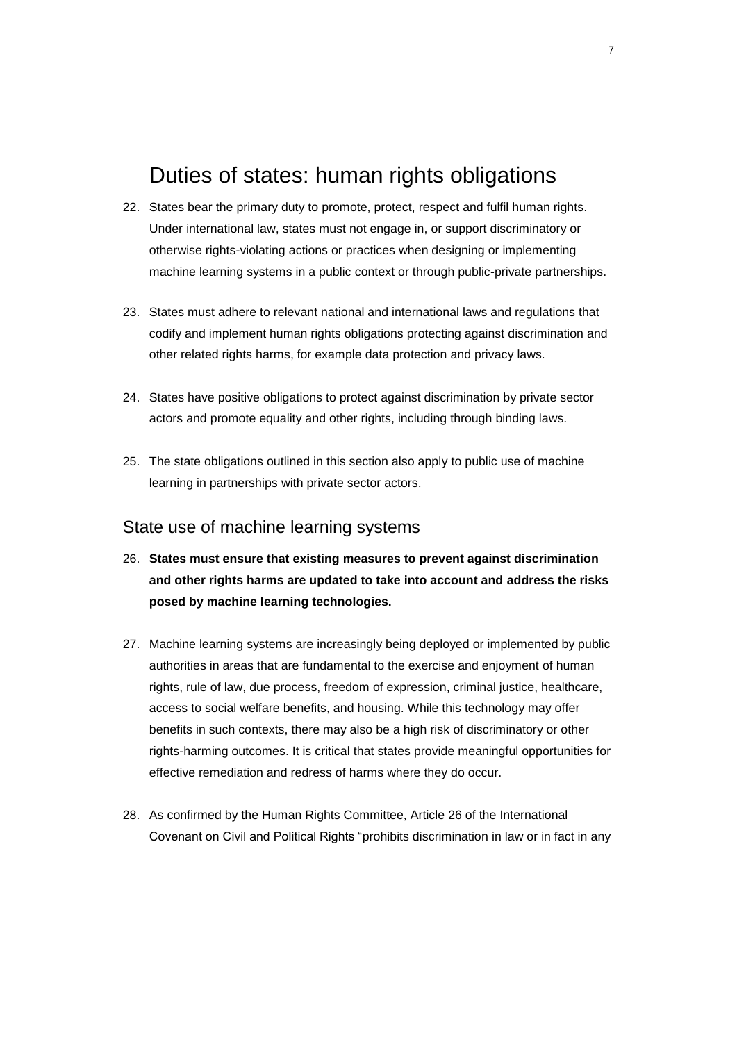# Duties of states: human rights obligations

22. States bear the primary duty to promote, protect, respect and fulfil human rights. Under international law, states must not engage in, or support discriminatory or otherwise rights-violating actions or practices when designing or implementing machine learning systems in a public context or through public-private partnerships.

23. States must adhere to relevant national and international laws and regulations that codify and implement human rights obligations protecting against discrimination and other related rights harms, for example data protection and privacy laws.

24. States have positive obligations to protect against discrimination by private sector actors and promote equality and other rights, including through binding laws.

25. The state obligations outlined in this section also apply to public use of machine learning in partnerships with private sector actors.

## State use of machine learning systems

26. **States must ensure that existing measures to prevent against discrimination and other rights harms are updated to take into account and address the risks posed by machine learning technologies.**

27. Machine learning systems are increasingly being deployed or implemented by public authorities in areas that are fundamental to the exercise and enjoyment of human rights, rule of law, due process, freedom of expression, criminal justice, healthcare, access to social welfare benefits, and housing. While this technology may offer benefits in such contexts, there may also be a high risk of discriminatory or other rights-harming outcomes. It is critical that states provide meaningful opportunities for effective remediation and redress of harms where they do occur.

28. As confirmed by the Human Rights Committee, Article 26 of the International Covenant on Civil and Political Rights "prohibits discrimination in law or in fact in any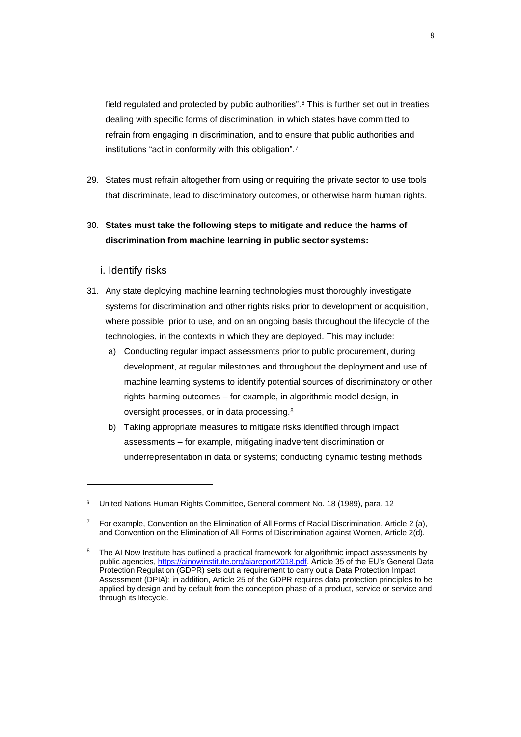field regulated and protected by public authorities".[6] This is further set out in treaties dealing with specific forms of discrimination, in which states have committed to refrain from engaging in discrimination, and to ensure that public authorities and institutions "act in conformity with this obligation".[7]

29. States must refrain altogether from using or requiring the private sector to use tools that discriminate, lead to discriminatory outcomes, or otherwise harm human rights.

30. **States must take the following steps to mitigate and reduce the harms of discrimination from machine learning in public sector systems:**

### i. Identify risks

31. Any state deploying machine learning technologies must thoroughly investigate systems for discrimination and other rights risks prior to development or acquisition, where possible, prior to use, and on an ongoing basis throughout the lifecycle of the technologies, in the contexts in which they are deployed. This may include:
    a) Conducting regular impact assessments prior to public procurement, during development, at regular milestones and throughout the deployment and use of machine learning systems to identify potential sources of discriminatory or other rights-harming outcomes – for example, in algorithmic model design, in oversight processes, or in data processing.[8]
    b) Taking appropriate measures to mitigate risks identified through impact assessments – for example, mitigating inadvertent discrimination or underrepresentation in data or systems; conducting dynamic testing methods

---

[6] United Nations Human Rights Committee, General comment No. 18 (1989), para. 12

[7] For example, Convention on the Elimination of All Forms of Racial Discrimination, Article 2 (a), and Convention on the Elimination of All Forms of Discrimination against Women, Article 2(d).

[8] The AI Now Institute has outlined a practical framework for algorithmic impact assessments by public agencies, [https://ainowinstitute.org/aiareport2018.pdf](https://ainowinstitute.org/aiareport2018.pdf). Article 35 of the EU's General Data Protection Regulation (GDPR) sets out a requirement to carry out a Data Protection Impact Assessment (DPIA); in addition, Article 25 of the GDPR requires data protection principles to be applied by design and by default from the conception phase of a product, service or service and through its lifecycle.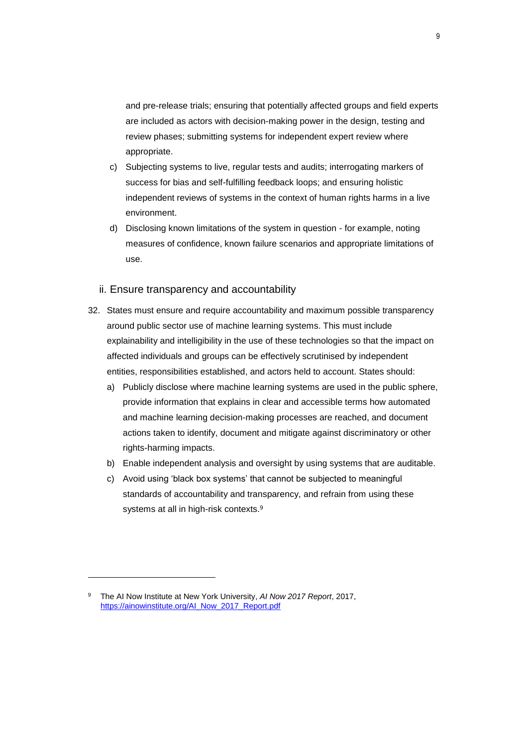and pre-release trials; ensuring that potentially affected groups and field experts are included as actors with decision-making power in the design, testing and review phases; submitting systems for independent expert review where appropriate.

c) Subjecting systems to live, regular tests and audits; interrogating markers of success for bias and self-fulfilling feedback loops; and ensuring holistic independent reviews of systems in the context of human rights harms in a live environment.

d) Disclosing known limitations of the system in question - for example, noting measures of confidence, known failure scenarios and appropriate limitations of use.

### ii. Ensure transparency and accountability

32. States must ensure and require accountability and maximum possible transparency around public sector use of machine learning systems. This must include explainability and intelligibility in the use of these technologies so that the impact on affected individuals and groups can be effectively scrutinised by independent entities, responsibilities established, and actors held to account. States should:

    a) Publicly disclose where machine learning systems are used in the public sphere, provide information that explains in clear and accessible terms how automated and machine learning decision-making processes are reached, and document actions taken to identify, document and mitigate against discriminatory or other rights-harming impacts.

    b) Enable independent analysis and oversight by using systems that are auditable.

    c) Avoid using 'black box systems' that cannot be subjected to meaningful standards of accountability and transparency, and refrain from using these systems at all in high-risk contexts.[9]

---

[9] The AI Now Institute at New York University, *AI Now 2017 Report*, 2017, https://ainowinstitute.org/AI_Now_2017_Report.pdf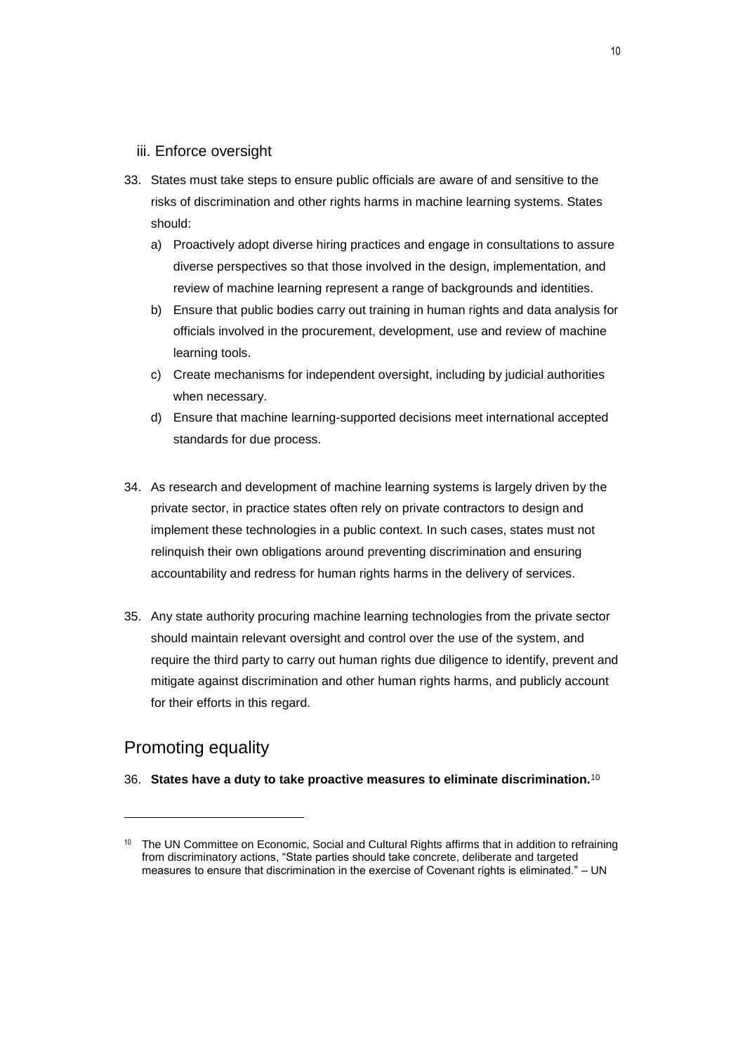### iii. Enforce oversight

33. States must take steps to ensure public officials are aware of and sensitive to the risks of discrimination and other rights harms in machine learning systems. States should:

    a) Proactively adopt diverse hiring practices and engage in consultations to assure diverse perspectives so that those involved in the design, implementation, and review of machine learning represent a range of backgrounds and identities.

    b) Ensure that public bodies carry out training in human rights and data analysis for officials involved in the procurement, development, use and review of machine learning tools.

    c) Create mechanisms for independent oversight, including by judicial authorities when necessary.

    d) Ensure that machine learning-supported decisions meet international accepted standards for due process.

34. As research and development of machine learning systems is largely driven by the private sector, in practice states often rely on private contractors to design and implement these technologies in a public context. In such cases, states must not relinquish their own obligations around preventing discrimination and ensuring accountability and redress for human rights harms in the delivery of services.

35. Any state authority procuring machine learning technologies from the private sector should maintain relevant oversight and control over the use of the system, and require the third party to carry out human rights due diligence to identify, prevent and mitigate against discrimination and other human rights harms, and publicly account for their efforts in this regard.

## Promoting equality

36. **States have a duty to take proactive measures to eliminate discrimination.**[10]

---

[10] The UN Committee on Economic, Social and Cultural Rights affirms that in addition to refraining from discriminatory actions, "State parties should take concrete, deliberate and targeted measures to ensure that discrimination in the exercise of Covenant rights is eliminated." – UN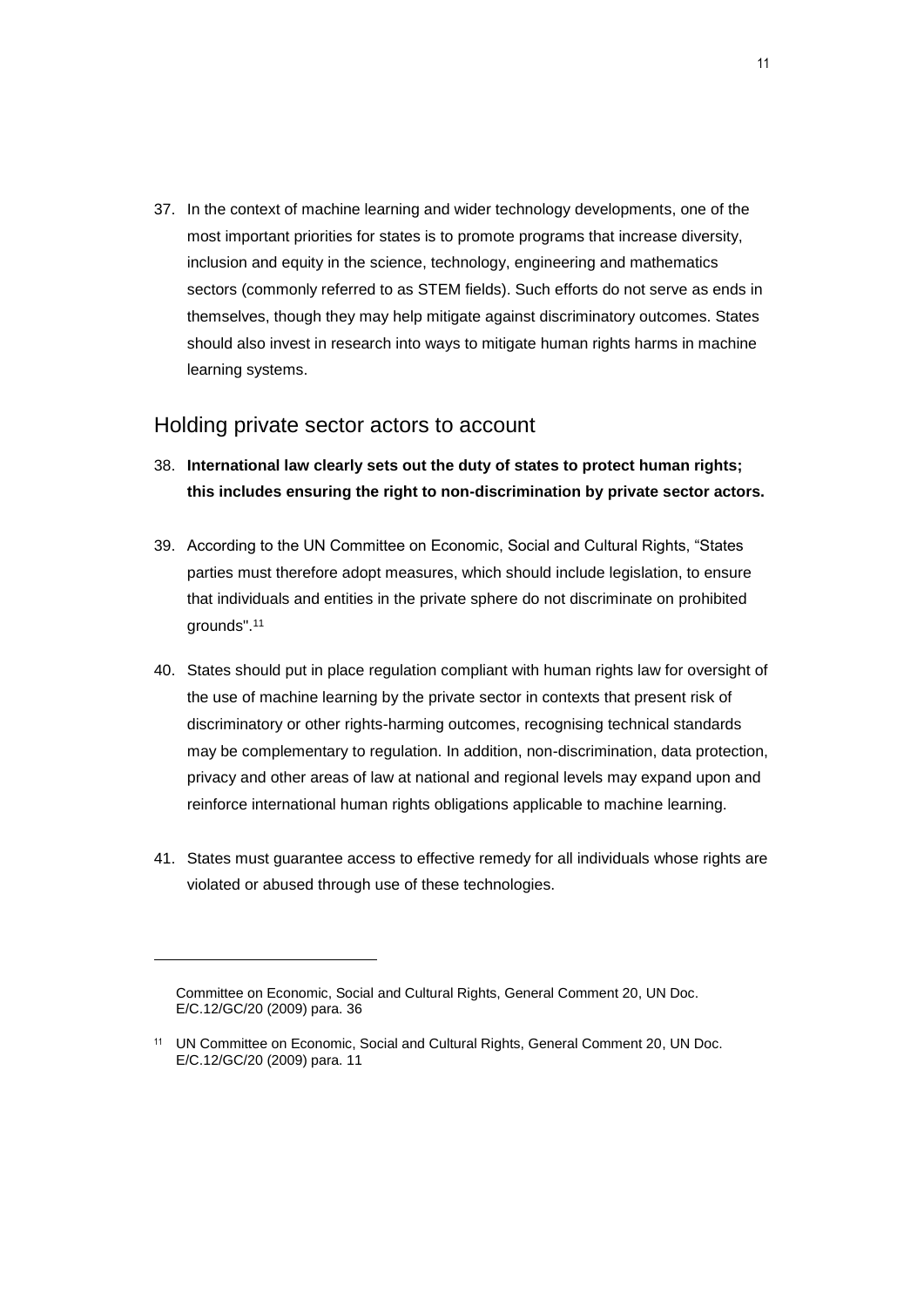37. In the context of machine learning and wider technology developments, one of the most important priorities for states is to promote programs that increase diversity, inclusion and equity in the science, technology, engineering and mathematics sectors (commonly referred to as STEM fields). Such efforts do not serve as ends in themselves, though they may help mitigate against discriminatory outcomes. States should also invest in research into ways to mitigate human rights harms in machine learning systems.

## Holding private sector actors to account

38. **International law clearly sets out the duty of states to protect human rights; this includes ensuring the right to non-discrimination by private sector actors.**

39. According to the UN Committee on Economic, Social and Cultural Rights, "States parties must therefore adopt measures, which should include legislation, to ensure that individuals and entities in the private sphere do not discriminate on prohibited grounds".[11]

40. States should put in place regulation compliant with human rights law for oversight of the use of machine learning by the private sector in contexts that present risk of discriminatory or other rights-harming outcomes, recognising technical standards may be complementary to regulation. In addition, non-discrimination, data protection, privacy and other areas of law at national and regional levels may expand upon and reinforce international human rights obligations applicable to machine learning.

41. States must guarantee access to effective remedy for all individuals whose rights are violated or abused through use of these technologies.

---

Committee on Economic, Social and Cultural Rights, General Comment 20, UN Doc. E/C.12/GC/20 (2009) para. 36

[11] UN Committee on Economic, Social and Cultural Rights, General Comment 20, UN Doc. E/C.12/GC/20 (2009) para. 11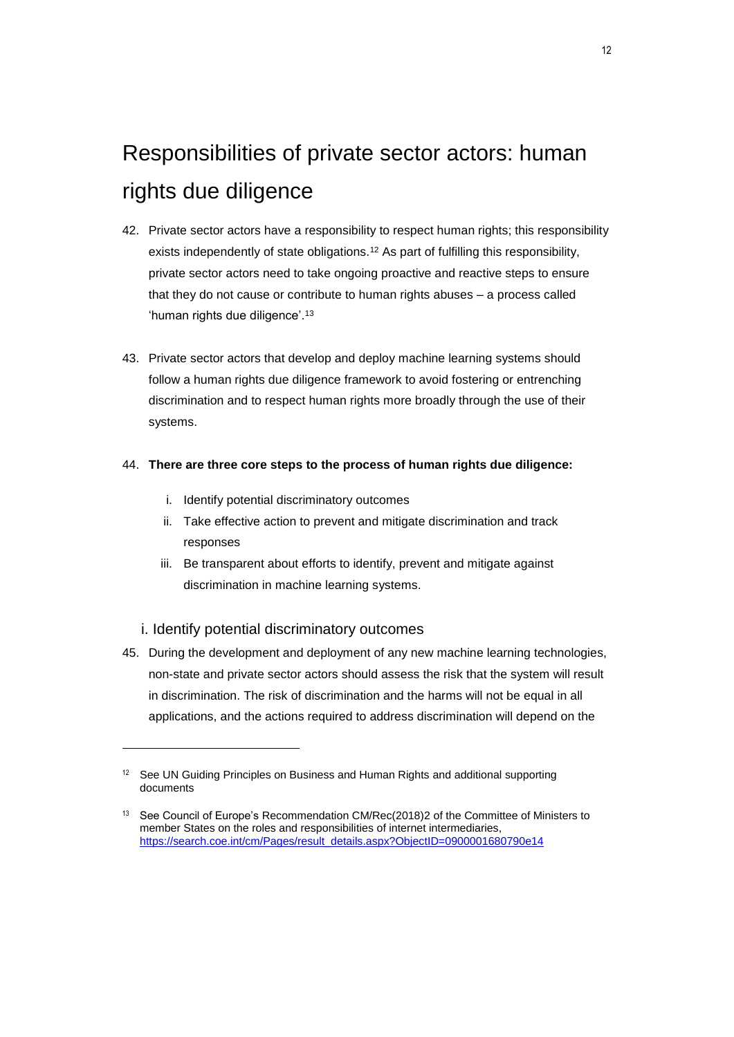## Responsibilities of private sector actors: human rights due diligence

42. Private sector actors have a responsibility to respect human rights; this responsibility exists independently of state obligations.[12] As part of fulfilling this responsibility, private sector actors need to take ongoing proactive and reactive steps to ensure that they do not cause or contribute to human rights abuses – a process called 'human rights due diligence'.[13]

43. Private sector actors that develop and deploy machine learning systems should follow a human rights due diligence framework to avoid fostering or entrenching discrimination and to respect human rights more broadly through the use of their systems.

44. **There are three core steps to the process of human rights due diligence:**

    i. Identify potential discriminatory outcomes

    ii. Take effective action to prevent and mitigate discrimination and track responses

    iii. Be transparent about efforts to identify, prevent and mitigate against discrimination in machine learning systems.

### i. Identify potential discriminatory outcomes

45. During the development and deployment of any new machine learning technologies, non-state and private sector actors should assess the risk that the system will result in discrimination. The risk of discrimination and the harms will not be equal in all applications, and the actions required to address discrimination will depend on the

---

[12] See UN Guiding Principles on Business and Human Rights and additional supporting documents

[13] See Council of Europe's Recommendation CM/Rec(2018)2 of the Committee of Ministers to member States on the roles and responsibilities of internet intermediaries, https://search.coe.int/cm/Pages/result_details.aspx?ObjectID=0900001680790e14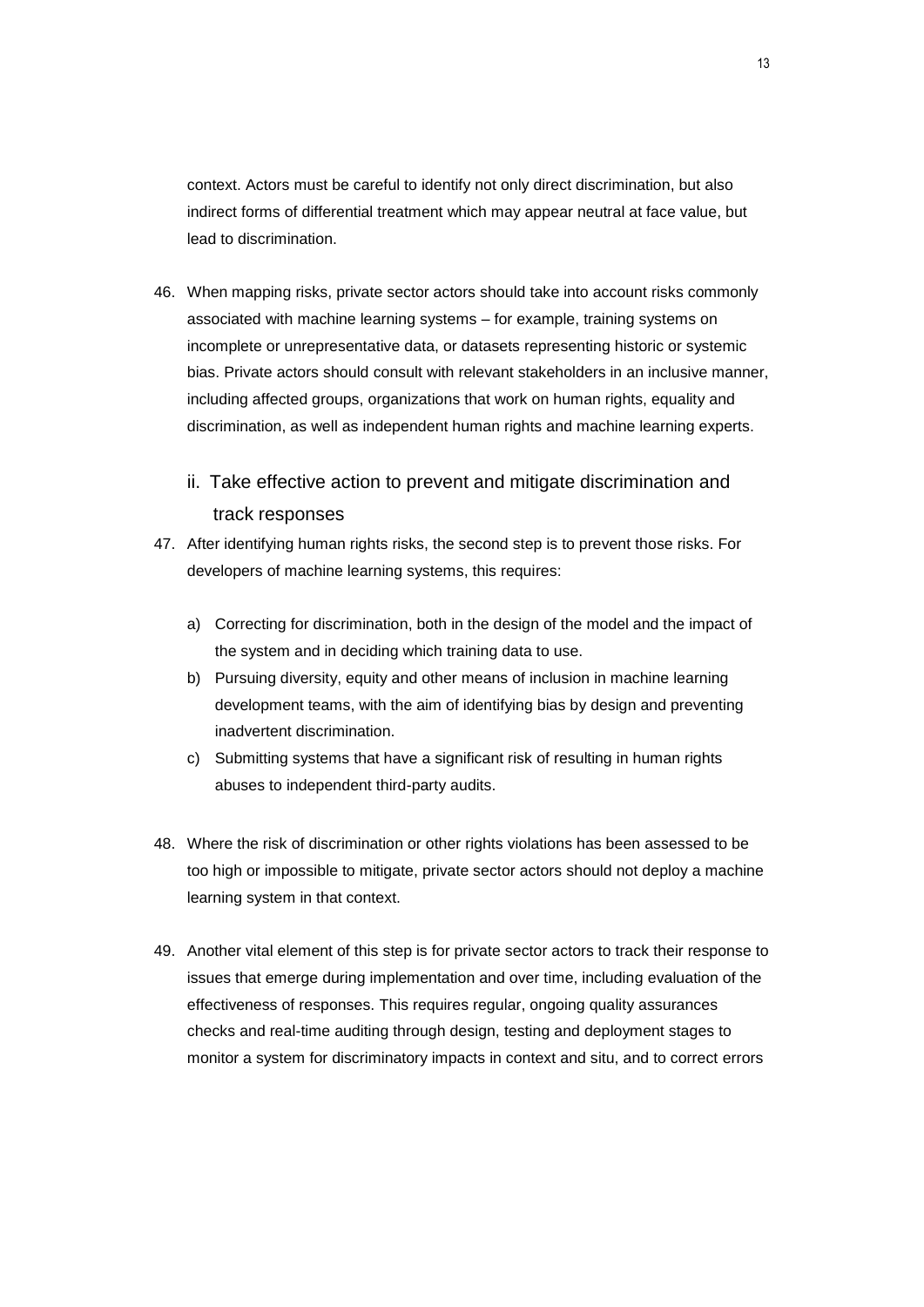context. Actors must be careful to identify not only direct discrimination, but also indirect forms of differential treatment which may appear neutral at face value, but lead to discrimination.

46. When mapping risks, private sector actors should take into account risks commonly associated with machine learning systems – for example, training systems on incomplete or unrepresentative data, or datasets representing historic or systemic bias. Private actors should consult with relevant stakeholders in an inclusive manner, including affected groups, organizations that work on human rights, equality and discrimination, as well as independent human rights and machine learning experts.

### ii. Take effective action to prevent and mitigate discrimination and track responses

47. After identifying human rights risks, the second step is to prevent those risks. For developers of machine learning systems, this requires:

    a) Correcting for discrimination, both in the design of the model and the impact of the system and in deciding which training data to use.
    b) Pursuing diversity, equity and other means of inclusion in machine learning development teams, with the aim of identifying bias by design and preventing inadvertent discrimination.
    c) Submitting systems that have a significant risk of resulting in human rights abuses to independent third-party audits.

48. Where the risk of discrimination or other rights violations has been assessed to be too high or impossible to mitigate, private sector actors should not deploy a machine learning system in that context.

49. Another vital element of this step is for private sector actors to track their response to issues that emerge during implementation and over time, including evaluation of the effectiveness of responses. This requires regular, ongoing quality assurances checks and real-time auditing through design, testing and deployment stages to monitor a system for discriminatory impacts in context and situ, and to correct errors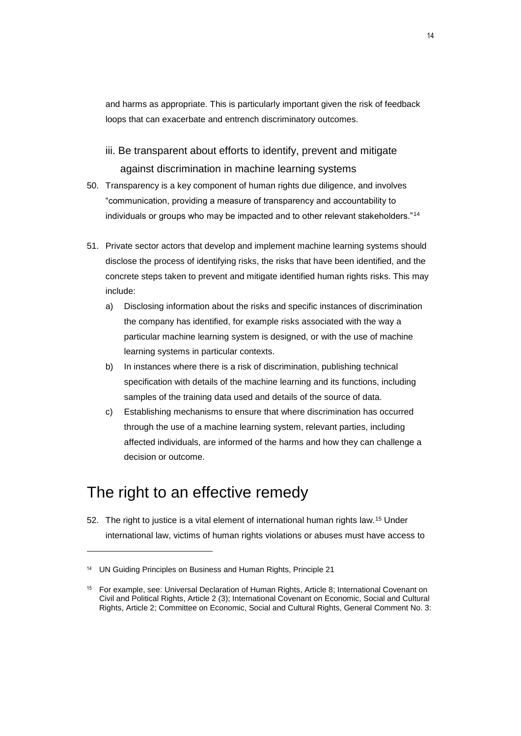and harms as appropriate. This is particularly important given the risk of feedback loops that can exacerbate and entrench discriminatory outcomes.

### iii. Be transparent about efforts to identify, prevent and mitigate against discrimination in machine learning systems

50. Transparency is a key component of human rights due diligence, and involves "communication, providing a measure of transparency and accountability to individuals or groups who may be impacted and to other relevant stakeholders."[14]

51. Private sector actors that develop and implement machine learning systems should disclose the process of identifying risks, the risks that have been identified, and the concrete steps taken to prevent and mitigate identified human rights risks. This may include:
    - a) Disclosing information about the risks and specific instances of discrimination the company has identified, for example risks associated with the way a particular machine learning system is designed, or with the use of machine learning systems in particular contexts.
    - b) In instances where there is a risk of discrimination, publishing technical specification with details of the machine learning and its functions, including samples of the training data used and details of the source of data.
    - c) Establishing mechanisms to ensure that where discrimination has occurred through the use of a machine learning system, relevant parties, including affected individuals, are informed of the harms and how they can challenge a decision or outcome.

## The right to an effective remedy

52. The right to justice is a vital element of international human rights law.[15] Under international law, victims of human rights violations or abuses must have access to

---

[14] UN Guiding Principles on Business and Human Rights, Principle 21

[15] For example, see: Universal Declaration of Human Rights, Article 8; International Covenant on Civil and Political Rights, Article 2 (3); International Covenant on Economic, Social and Cultural Rights, Article 2; Committee on Economic, Social and Cultural Rights, General Comment No. 3: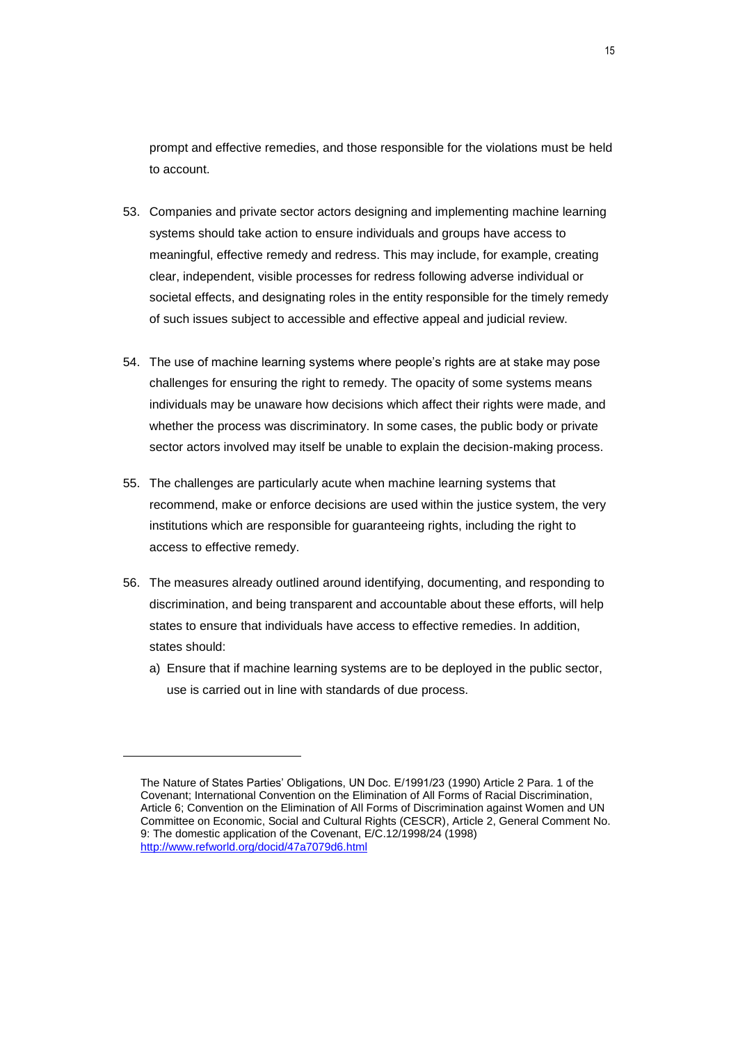prompt and effective remedies, and those responsible for the violations must be held to account.

53. Companies and private sector actors designing and implementing machine learning systems should take action to ensure individuals and groups have access to meaningful, effective remedy and redress. This may include, for example, creating clear, independent, visible processes for redress following adverse individual or societal effects, and designating roles in the entity responsible for the timely remedy of such issues subject to accessible and effective appeal and judicial review.

54. The use of machine learning systems where people's rights are at stake may pose challenges for ensuring the right to remedy. The opacity of some systems means individuals may be unaware how decisions which affect their rights were made, and whether the process was discriminatory. In some cases, the public body or private sector actors involved may itself be unable to explain the decision-making process.

55. The challenges are particularly acute when machine learning systems that recommend, make or enforce decisions are used within the justice system, the very institutions which are responsible for guaranteeing rights, including the right to access to effective remedy.

56. The measures already outlined around identifying, documenting, and responding to discrimination, and being transparent and accountable about these efforts, will help states to ensure that individuals have access to effective remedies. In addition, states should:

    a) Ensure that if machine learning systems are to be deployed in the public sector, use is carried out in line with standards of due process.

---

The Nature of States Parties' Obligations, UN Doc. E/1991/23 (1990) Article 2 Para. 1 of the Covenant; International Convention on the Elimination of All Forms of Racial Discrimination, Article 6; Convention on the Elimination of All Forms of Discrimination against Women and UN Committee on Economic, Social and Cultural Rights (CESCR), Article 2, General Comment No. 9: The domestic application of the Covenant, E/C.12/1998/24 (1998) http://www.refworld.org/docid/47a7079d6.html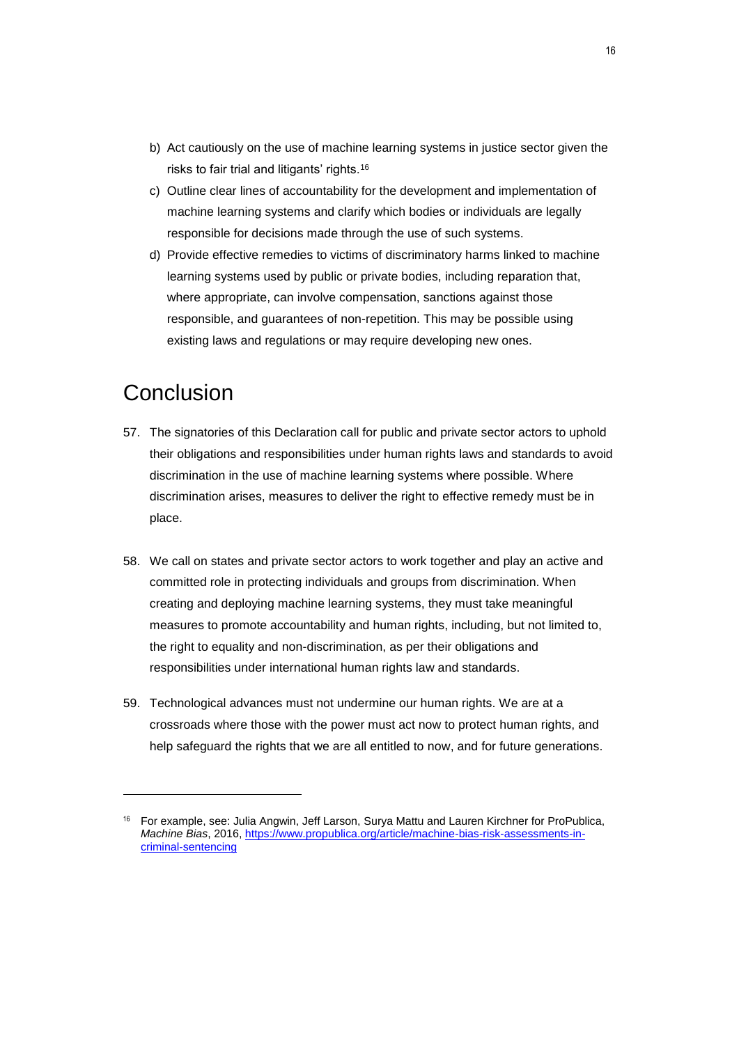b) Act cautiously on the use of machine learning systems in justice sector given the risks to fair trial and litigants' rights.[16]

c) Outline clear lines of accountability for the development and implementation of machine learning systems and clarify which bodies or individuals are legally responsible for decisions made through the use of such systems.

d) Provide effective remedies to victims of discriminatory harms linked to machine learning systems used by public or private bodies, including reparation that, where appropriate, can involve compensation, sanctions against those responsible, and guarantees of non-repetition. This may be possible using existing laws and regulations or may require developing new ones.

# Conclusion

57. The signatories of this Declaration call for public and private sector actors to uphold their obligations and responsibilities under human rights laws and standards to avoid discrimination in the use of machine learning systems where possible. Where discrimination arises, measures to deliver the right to effective remedy must be in place.

58. We call on states and private sector actors to work together and play an active and committed role in protecting individuals and groups from discrimination. When creating and deploying machine learning systems, they must take meaningful measures to promote accountability and human rights, including, but not limited to, the right to equality and non-discrimination, as per their obligations and responsibilities under international human rights law and standards.

59. Technological advances must not undermine our human rights. We are at a crossroads where those with the power must act now to protect human rights, and help safeguard the rights that we are all entitled to now, and for future generations.

---

[16] For example, see: Julia Angwin, Jeff Larson, Surya Mattu and Lauren Kirchner for ProPublica, *Machine Bias*, 2016, https://www.propublica.org/article/machine-bias-risk-assessments-in-criminal-sentencing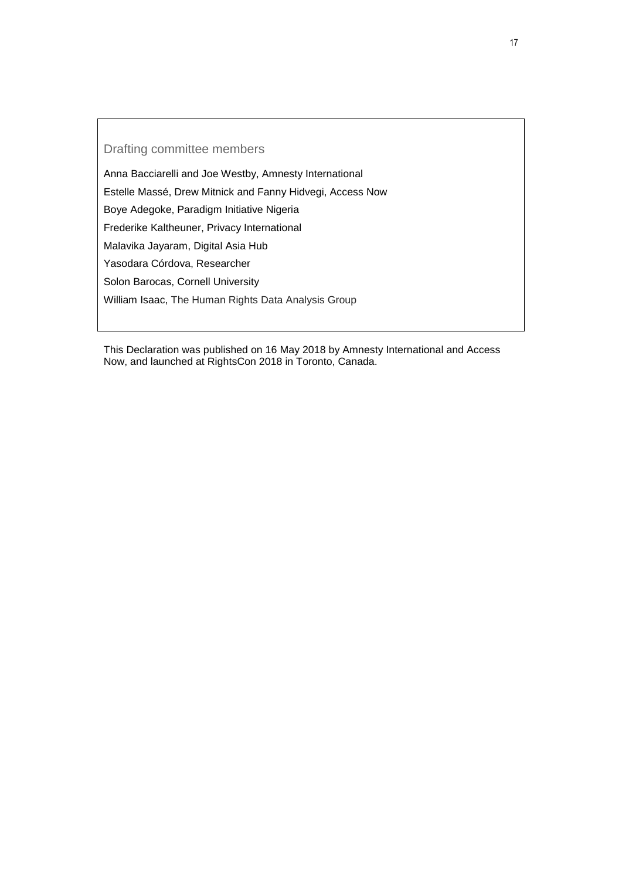## Drafting committee members

Anna Bacciarelli and Joe Westby, Amnesty International

Estelle Massé, Drew Mitnick and Fanny Hidvegi, Access Now

Boye Adegoke, Paradigm Initiative Nigeria

Frederike Kaltheuner, Privacy International

Malavika Jayaram, Digital Asia Hub

Yasodara Córdova, Researcher

Solon Barocas, Cornell University

William Isaac, The Human Rights Data Analysis Group

This Declaration was published on 16 May 2018 by Amnesty International and Access Now, and launched at RightsCon 2018 in Toronto, Canada.